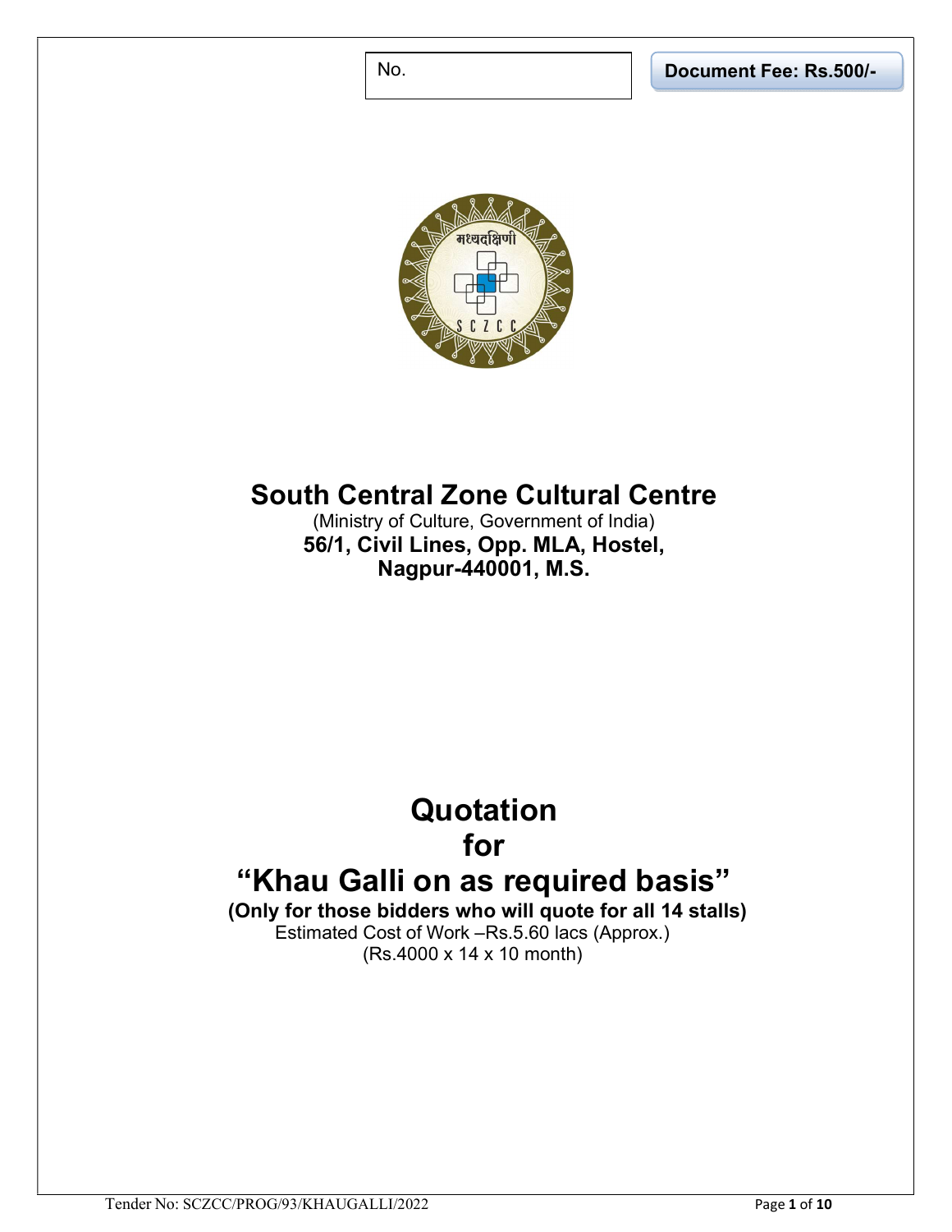No.

**Document Fee: Rs.500/-**

# South Central Zone Cultural Centre

(Ministry of Culture, Government of India)

**56/1, Civil Lines, Opp. MLA, Hostel,**
**Nagpur-440001, M.S.**

# Quotation
# for
# "Khau Galli on as required basis"

**(Only for those bidders who will quote for all 14 stalls)**

Estimated Cost of Work –Rs.5.60 lacs (Approx.)
(Rs.4000 x 14 x 10 month)

Tender No: SCZCC/PROG/93/KHAUGALLI/2022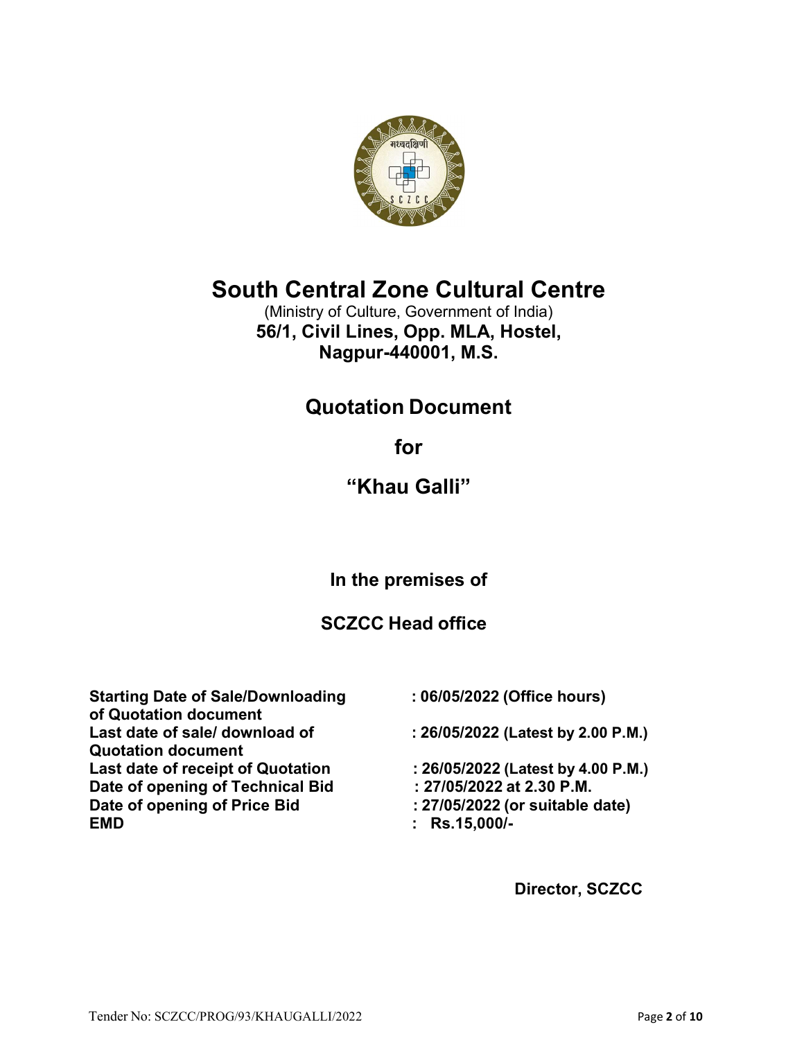# South Central Zone Cultural Centre

(Ministry of Culture, Government of India)

**56/1, Civil Lines, Opp. MLA, Hostel, Nagpur-440001, M.S.**

## Quotation Document

## for

## "Khau Galli"

**In the premises of**

**SCZCC Head office**

| | |
|---|---|
| **Starting Date of Sale/Downloading of Quotation document** | **: 06/05/2022 (Office hours)** |
| **Last date of sale/ download of Quotation document** | **: 26/05/2022 (Latest by 2.00 P.M.)** |
| **Last date of receipt of Quotation** | **: 26/05/2022 (Latest by 4.00 P.M.)** |
| **Date of opening of Technical Bid** | **: 27/05/2022 at 2.30 P.M.** |
| **Date of opening of Price Bid** | **: 27/05/2022 (or suitable date)** |
| **EMD** | **: Rs.15,000/-** |

**Director, SCZCC**

Tender No: SCZCC/PROG/93/KHAUGALLI/2022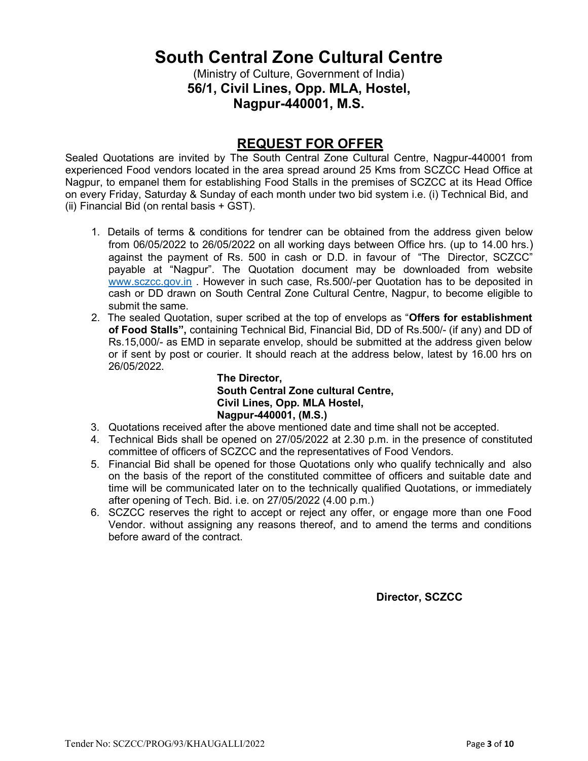# South Central Zone Cultural Centre

(Ministry of Culture, Government of India)

**56/1, Civil Lines, Opp. MLA, Hostel,**
**Nagpur-440001, M.S.**

## REQUEST FOR OFFER

Sealed Quotations are invited by The South Central Zone Cultural Centre, Nagpur-440001 from experienced Food vendors located in the area spread around 25 Kms from SCZCC Head Office at Nagpur, to empanel them for establishing Food Stalls in the premises of SCZCC at its Head Office on every Friday, Saturday & Sunday of each month under two bid system i.e. (i) Technical Bid, and (ii) Financial Bid (on rental basis + GST).

1. Details of terms & conditions for tendrer can be obtained from the address given below from 06/05/2022 to 26/05/2022 on all working days between Office hrs. (up to 14.00 hrs.) against the payment of Rs. 500 in cash or D.D. in favour of "The Director, SCZCC" payable at "Nagpur". The Quotation document may be downloaded from website www.sczcc.gov.in . However in such case, Rs.500/-per Quotation has to be deposited in cash or DD drawn on South Central Zone Cultural Centre, Nagpur, to become eligible to submit the same.
2. The sealed Quotation, super scribed at the top of envelops as "**Offers for establishment of Food Stalls",** containing Technical Bid, Financial Bid, DD of Rs.500/- (if any) and DD of Rs.15,000/- as EMD in separate envelop, should be submitted at the address given below or if sent by post or courier. It should reach at the address below, latest by 16.00 hrs on 26/05/2022.

   **The Director,**
   **South Central Zone cultural Centre,**
   **Civil Lines, Opp. MLA Hostel,**
   **Nagpur-440001, (M.S.)**
3. Quotations received after the above mentioned date and time shall not be accepted.
4. Technical Bids shall be opened on 27/05/2022 at 2.30 p.m. in the presence of constituted committee of officers of SCZCC and the representatives of Food Vendors.
5. Financial Bid shall be opened for those Quotations only who qualify technically and also on the basis of the report of the constituted committee of officers and suitable date and time will be communicated later on to the technically qualified Quotations, or immediately after opening of Tech. Bid. i.e. on 27/05/2022 (4.00 p.m.)
6. SCZCC reserves the right to accept or reject any offer, or engage more than one Food Vendor. without assigning any reasons thereof, and to amend the terms and conditions before award of the contract.

**Director, SCZCC**

Tender No: SCZCC/PROG/93/KHAUGALLI/2022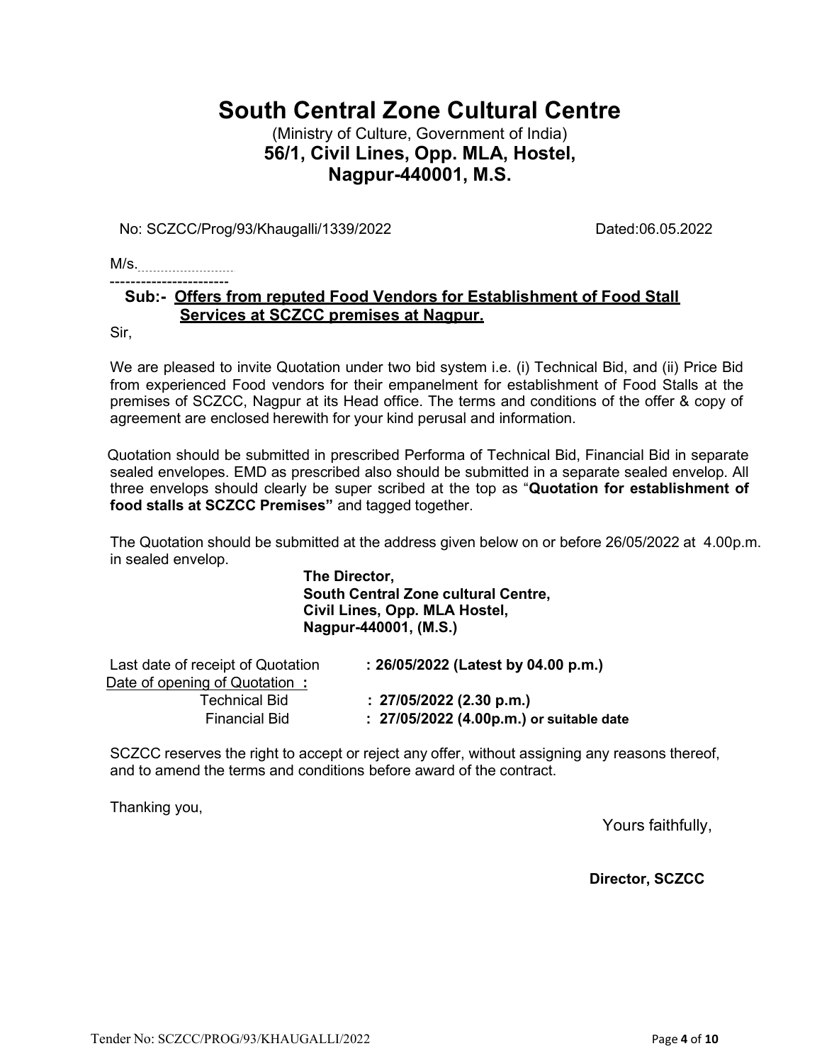# South Central Zone Cultural Centre

(Ministry of Culture, Government of India)

**56/1, Civil Lines, Opp. MLA, Hostel,**
**Nagpur-440001, M.S.**

No: SCZCC/Prog/93/Khaugalli/1339/2022 Dated:06.05.2022

M/s.........................

-----------------------

**Sub:- Offers from reputed Food Vendors for Establishment of Food Stall Services at SCZCC premises at Nagpur.**

Sir,

We are pleased to invite Quotation under two bid system i.e. (i) Technical Bid, and (ii) Price Bid from experienced Food vendors for their empanelment for establishment of Food Stalls at the premises of SCZCC, Nagpur at its Head office. The terms and conditions of the offer & copy of agreement are enclosed herewith for your kind perusal and information.

Quotation should be submitted in prescribed Performa of Technical Bid, Financial Bid in separate sealed envelopes. EMD as prescribed also should be submitted in a separate sealed envelop. All three envelops should clearly be super scribed at the top as "**Quotation for establishment of food stalls at SCZCC Premises"** and tagged together.

The Quotation should be submitted at the address given below on or before 26/05/2022 at 4.00p.m. in sealed envelop.

**The Director,**
**South Central Zone cultural Centre,**
**Civil Lines, Opp. MLA Hostel,**
**Nagpur-440001, (M.S.)**

| | |
|---|---|
| Last date of receipt of Quotation | **: 26/05/2022 (Latest by 04.00 p.m.)** |
| Date of opening of Quotation **:** | |
| Technical Bid | **: 27/05/2022 (2.30 p.m.)** |
| Financial Bid | **: 27/05/2022 (4.00p.m.) or suitable date** |

SCZCC reserves the right to accept or reject any offer, without assigning any reasons thereof, and to amend the terms and conditions before award of the contract.

Thanking you,

Yours faithfully,

**Director, SCZCC**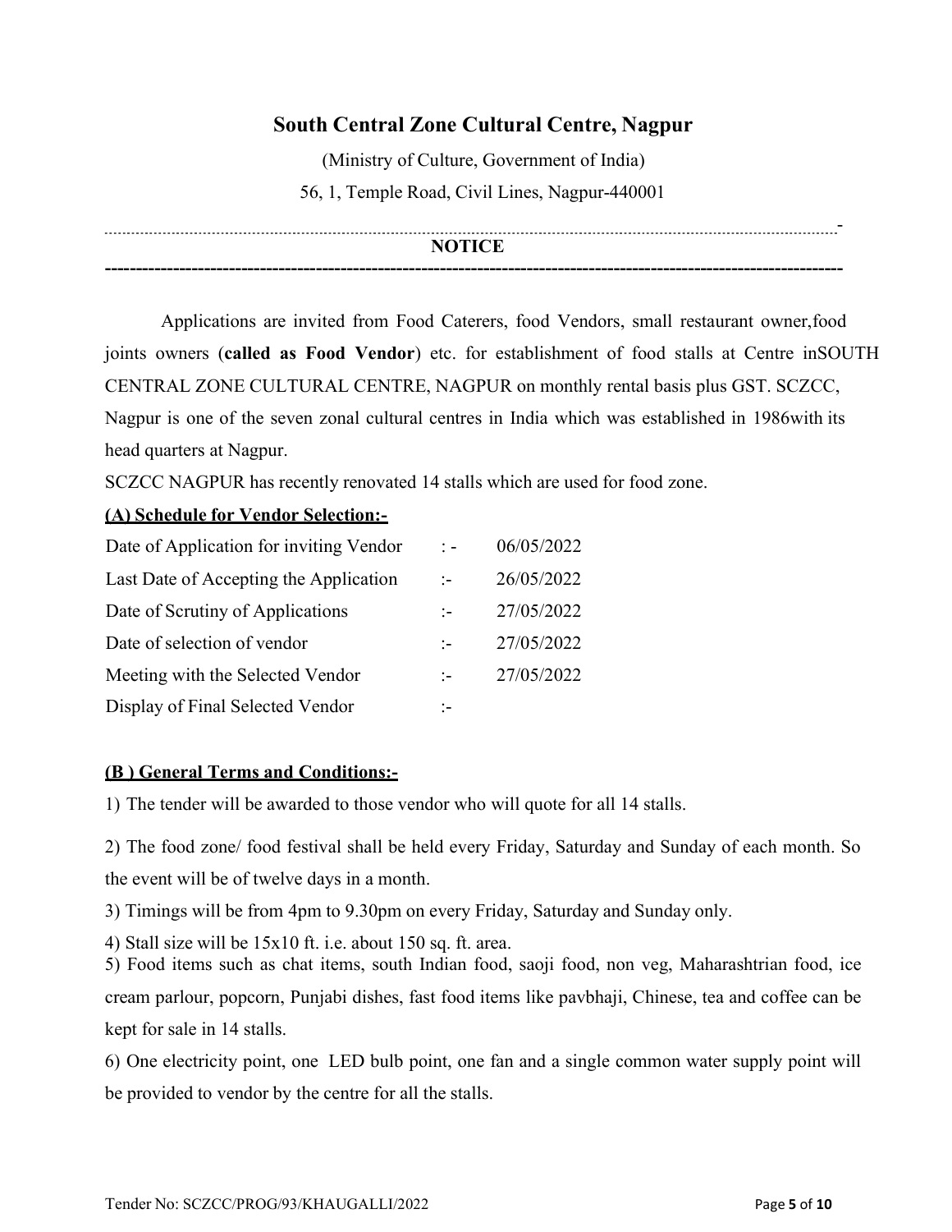## South Central Zone Cultural Centre, Nagpur

(Ministry of Culture, Government of India)

56, 1, Temple Road, Civil Lines, Nagpur-440001

---

**NOTICE**

---

Applications are invited from Food Caterers, food Vendors, small restaurant owner,food joints owners (**called as Food Vendor**) etc. for establishment of food stalls at Centre inSOUTH CENTRAL ZONE CULTURAL CENTRE, NAGPUR on monthly rental basis plus GST. SCZCC, Nagpur is one of the seven zonal cultural centres in India which was established in 1986with its head quarters at Nagpur.

SCZCC NAGPUR has recently renovated 14 stalls which are used for food zone.

**(A) Schedule for Vendor Selection:-**

| | | |
|---|---|---|
| Date of Application for inviting Vendor | : - | 06/05/2022 |
| Last Date of Accepting the Application | :- | 26/05/2022 |
| Date of Scrutiny of Applications | :- | 27/05/2022 |
| Date of selection of vendor | :- | 27/05/2022 |
| Meeting with the Selected Vendor | :- | 27/05/2022 |
| Display of Final Selected Vendor | :- | |

**(B ) General Terms and Conditions:-**

1) The tender will be awarded to those vendor who will quote for all 14 stalls.

2) The food zone/ food festival shall be held every Friday, Saturday and Sunday of each month. So the event will be of twelve days in a month.

3) Timings will be from 4pm to 9.30pm on every Friday, Saturday and Sunday only.

4) Stall size will be 15x10 ft. i.e. about 150 sq. ft. area.

5) Food items such as chat items, south Indian food, saoji food, non veg, Maharashtrian food, ice cream parlour, popcorn, Punjabi dishes, fast food items like pavbhaji, Chinese, tea and coffee can be kept for sale in 14 stalls.

6) One electricity point, one LED bulb point, one fan and a single common water supply point will be provided to vendor by the centre for all the stalls.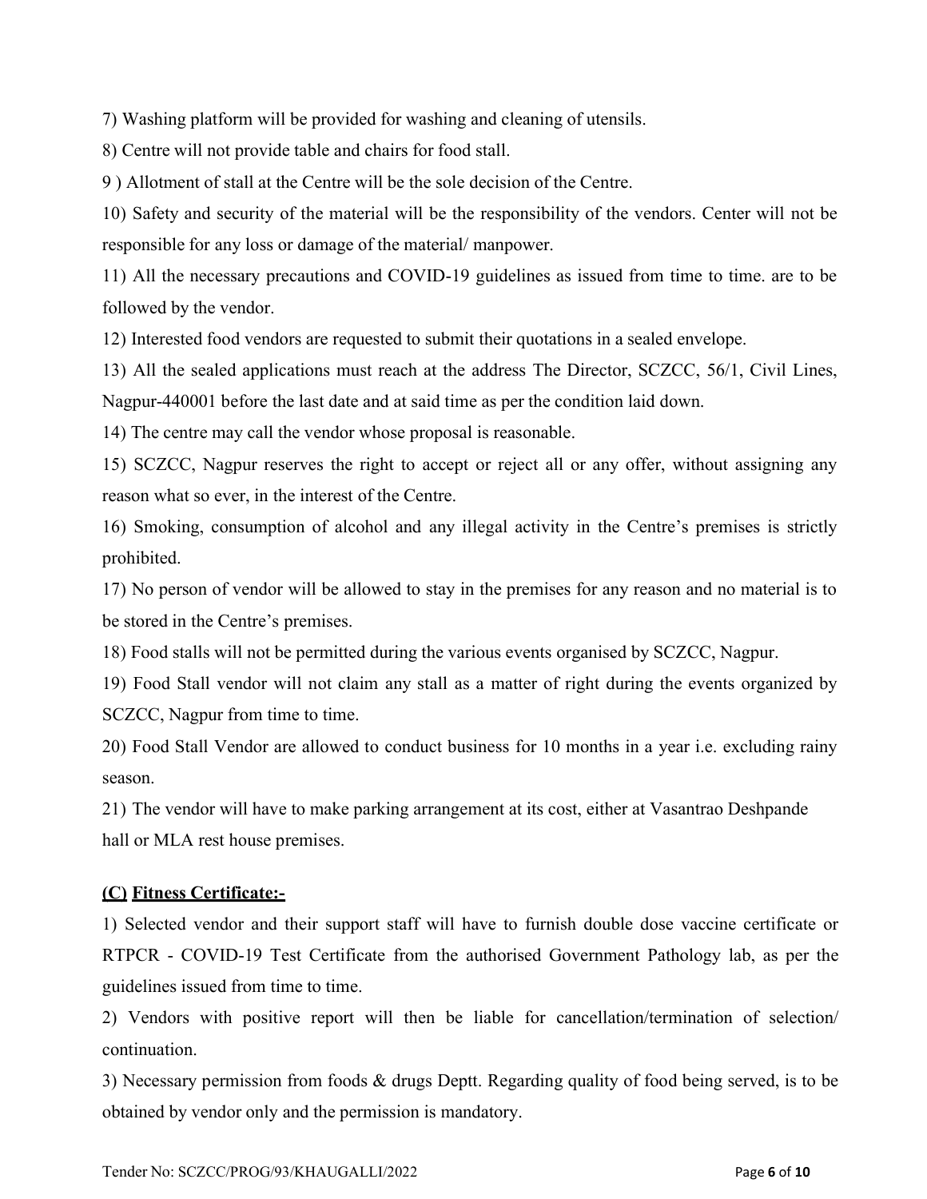7) Washing platform will be provided for washing and cleaning of utensils.

8) Centre will not provide table and chairs for food stall.

9 ) Allotment of stall at the Centre will be the sole decision of the Centre.

10) Safety and security of the material will be the responsibility of the vendors. Center will not be responsible for any loss or damage of the material/ manpower.

11) All the necessary precautions and COVID-19 guidelines as issued from time to time. are to be followed by the vendor.

12) Interested food vendors are requested to submit their quotations in a sealed envelope.

13) All the sealed applications must reach at the address The Director, SCZCC, 56/1, Civil Lines, Nagpur-440001 before the last date and at said time as per the condition laid down.

14) The centre may call the vendor whose proposal is reasonable.

15) SCZCC, Nagpur reserves the right to accept or reject all or any offer, without assigning any reason what so ever, in the interest of the Centre.

16) Smoking, consumption of alcohol and any illegal activity in the Centre's premises is strictly prohibited.

17) No person of vendor will be allowed to stay in the premises for any reason and no material is to be stored in the Centre's premises.

18) Food stalls will not be permitted during the various events organised by SCZCC, Nagpur.

19) Food Stall vendor will not claim any stall as a matter of right during the events organized by SCZCC, Nagpur from time to time.

20) Food Stall Vendor are allowed to conduct business for 10 months in a year i.e. excluding rainy season.

21) The vendor will have to make parking arrangement at its cost, either at Vasantrao Deshpande hall or MLA rest house premises.

**(C) Fitness Certificate:-**

1) Selected vendor and their support staff will have to furnish double dose vaccine certificate or RTPCR - COVID-19 Test Certificate from the authorised Government Pathology lab, as per the guidelines issued from time to time.

2) Vendors with positive report will then be liable for cancellation/termination of selection/ continuation.

3) Necessary permission from foods & drugs Deptt. Regarding quality of food being served, is to be obtained by vendor only and the permission is mandatory.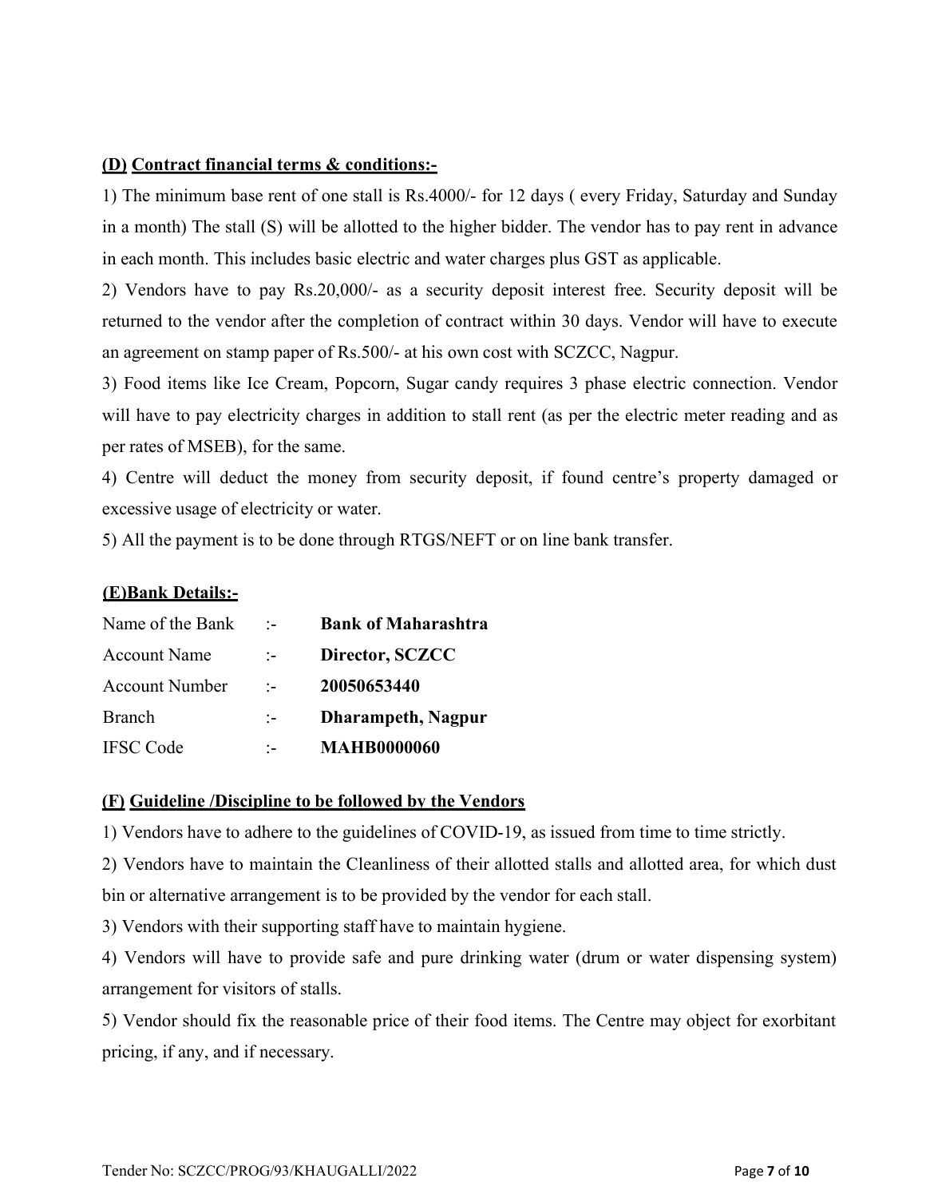### **(D) Contract financial terms & conditions:-**

1) The minimum base rent of one stall is Rs.4000/- for 12 days ( every Friday, Saturday and Sunday in a month) The stall (S) will be allotted to the higher bidder. The vendor has to pay rent in advance in each month. This includes basic electric and water charges plus GST as applicable.

2) Vendors have to pay Rs.20,000/- as a security deposit interest free. Security deposit will be returned to the vendor after the completion of contract within 30 days. Vendor will have to execute an agreement on stamp paper of Rs.500/- at his own cost with SCZCC, Nagpur.

3) Food items like Ice Cream, Popcorn, Sugar candy requires 3 phase electric connection. Vendor will have to pay electricity charges in addition to stall rent (as per the electric meter reading and as per rates of MSEB), for the same.

4) Centre will deduct the money from security deposit, if found centre's property damaged or excessive usage of electricity or water.

5) All the payment is to be done through RTGS/NEFT or on line bank transfer.

### **(E)Bank Details:-**

| | | |
|---|---|---|
| Name of the Bank | :- | **Bank of Maharashtra** |
| Account Name | :- | **Director, SCZCC** |
| Account Number | :- | **20050653440** |
| Branch | :- | **Dharampeth, Nagpur** |
| IFSC Code | :- | **MAHB0000060** |

### **(F) Guideline /Discipline to be followed by the Vendors**

1) Vendors have to adhere to the guidelines of COVID-19, as issued from time to time strictly.

2) Vendors have to maintain the Cleanliness of their allotted stalls and allotted area, for which dust bin or alternative arrangement is to be provided by the vendor for each stall.

3) Vendors with their supporting staff have to maintain hygiene.

4) Vendors will have to provide safe and pure drinking water (drum or water dispensing system) arrangement for visitors of stalls.

5) Vendor should fix the reasonable price of their food items. The Centre may object for exorbitant pricing, if any, and if necessary.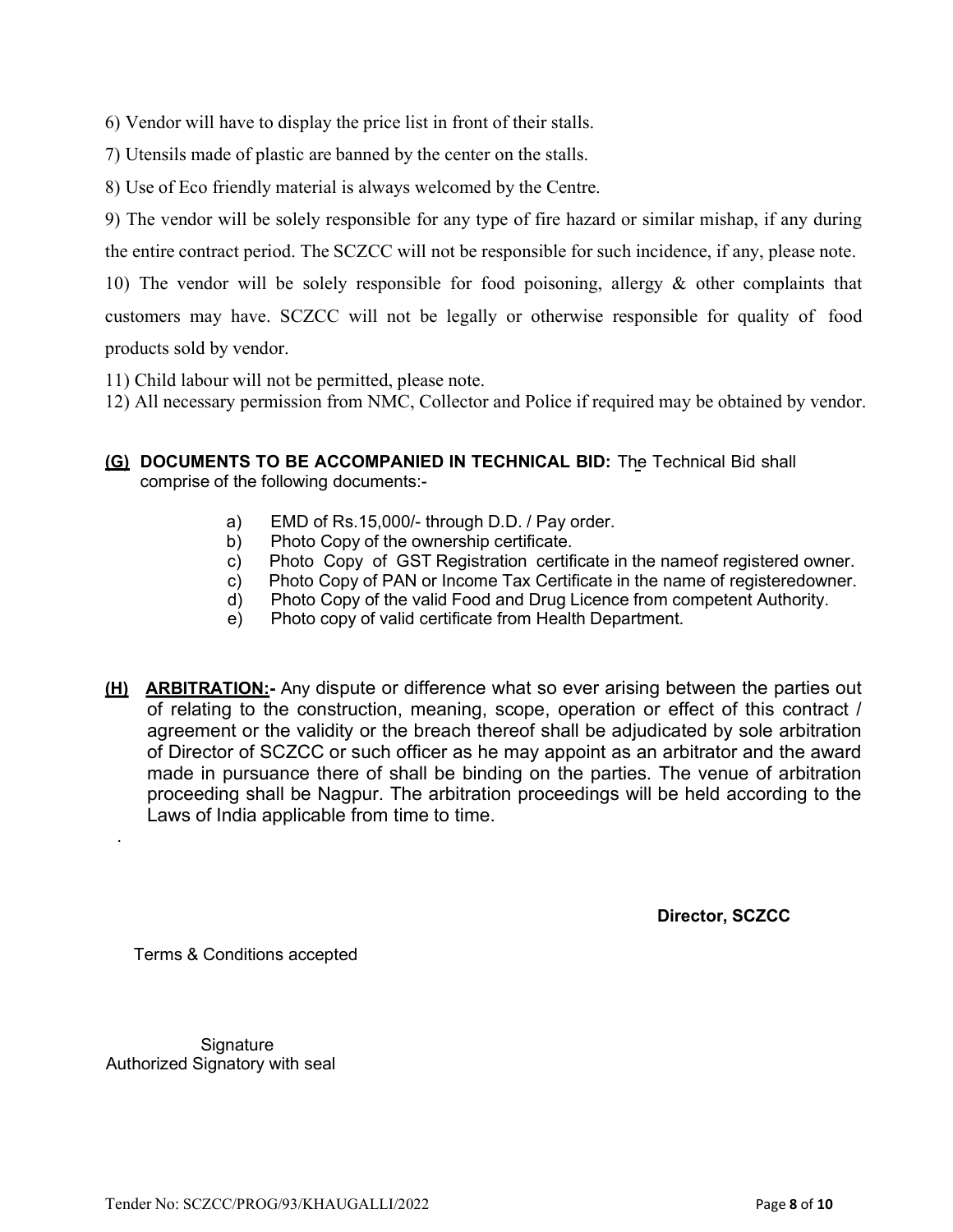6) Vendor will have to display the price list in front of their stalls.

7) Utensils made of plastic are banned by the center on the stalls.

8) Use of Eco friendly material is always welcomed by the Centre.

9) The vendor will be solely responsible for any type of fire hazard or similar mishap, if any during the entire contract period. The SCZCC will not be responsible for such incidence, if any, please note.

10) The vendor will be solely responsible for food poisoning, allergy & other complaints that customers may have. SCZCC will not be legally or otherwise responsible for quality of food products sold by vendor.

11) Child labour will not be permitted, please note.

12) All necessary permission from NMC, Collector and Police if required may be obtained by vendor.

**(G) DOCUMENTS TO BE ACCOMPANIED IN TECHNICAL BID:** The Technical Bid shall comprise of the following documents:-

a) EMD of Rs.15,000/- through D.D. / Pay order.
b) Photo Copy of the ownership certificate.
c) Photo Copy of GST Registration certificate in the nameof registered owner.
c) Photo Copy of PAN or Income Tax Certificate in the name of registeredowner.
d) Photo Copy of the valid Food and Drug Licence from competent Authority.
e) Photo copy of valid certificate from Health Department.

**(H) ARBITRATION:-** Any dispute or difference what so ever arising between the parties out of relating to the construction, meaning, scope, operation or effect of this contract / agreement or the validity or the breach thereof shall be adjudicated by sole arbitration of Director of SCZCC or such officer as he may appoint as an arbitrator and the award made in pursuance there of shall be binding on the parties. The venue of arbitration proceeding shall be Nagpur. The arbitration proceedings will be held according to the Laws of India applicable from time to time.

.

**Director, SCZCC**

Terms & Conditions accepted

Signature
Authorized Signatory with seal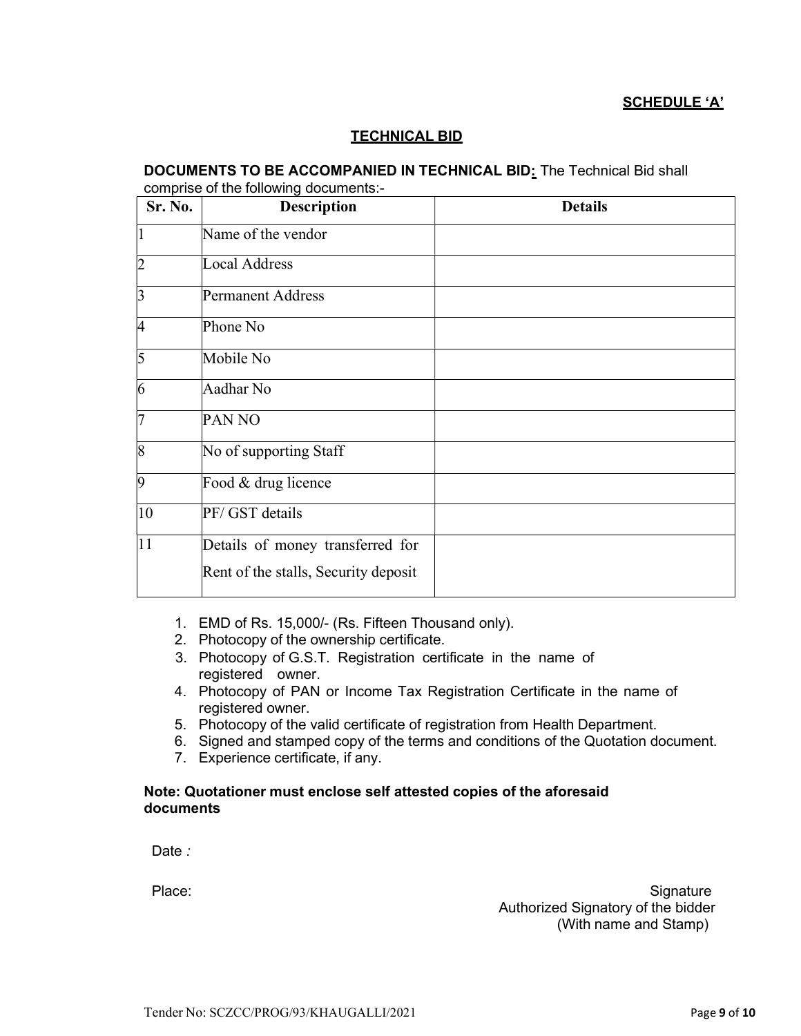**SCHEDULE 'A'**

## TECHNICAL BID

**DOCUMENTS TO BE ACCOMPANIED IN TECHNICAL BID:** The Technical Bid shall comprise of the following documents:-

| Sr. No. | Description | Details |
|---|---|---|
| 1 | Name of the vendor | |
| 2 | Local Address | |
| 3 | Permanent Address | |
| 4 | Phone No | |
| 5 | Mobile No | |
| 6 | Aadhar No | |
| 7 | PAN NO | |
| 8 | No of supporting Staff | |
| 9 | Food & drug licence | |
| 10 | PF/ GST details | |
| 11 | Details of money transferred for Rent of the stalls, Security deposit | |

1. EMD of Rs. 15,000/- (Rs. Fifteen Thousand only).
2. Photocopy of the ownership certificate.
3. Photocopy of G.S.T. Registration certificate in the name of registered owner.
4. Photocopy of PAN or Income Tax Registration Certificate in the name of registered owner.
5. Photocopy of the valid certificate of registration from Health Department.
6. Signed and stamped copy of the terms and conditions of the Quotation document.
7. Experience certificate, if any.

**Note: Quotationer must enclose self attested copies of the aforesaid documents**

Date *:*

Place:

Signature
Authorized Signatory of the bidder
(With name and Stamp)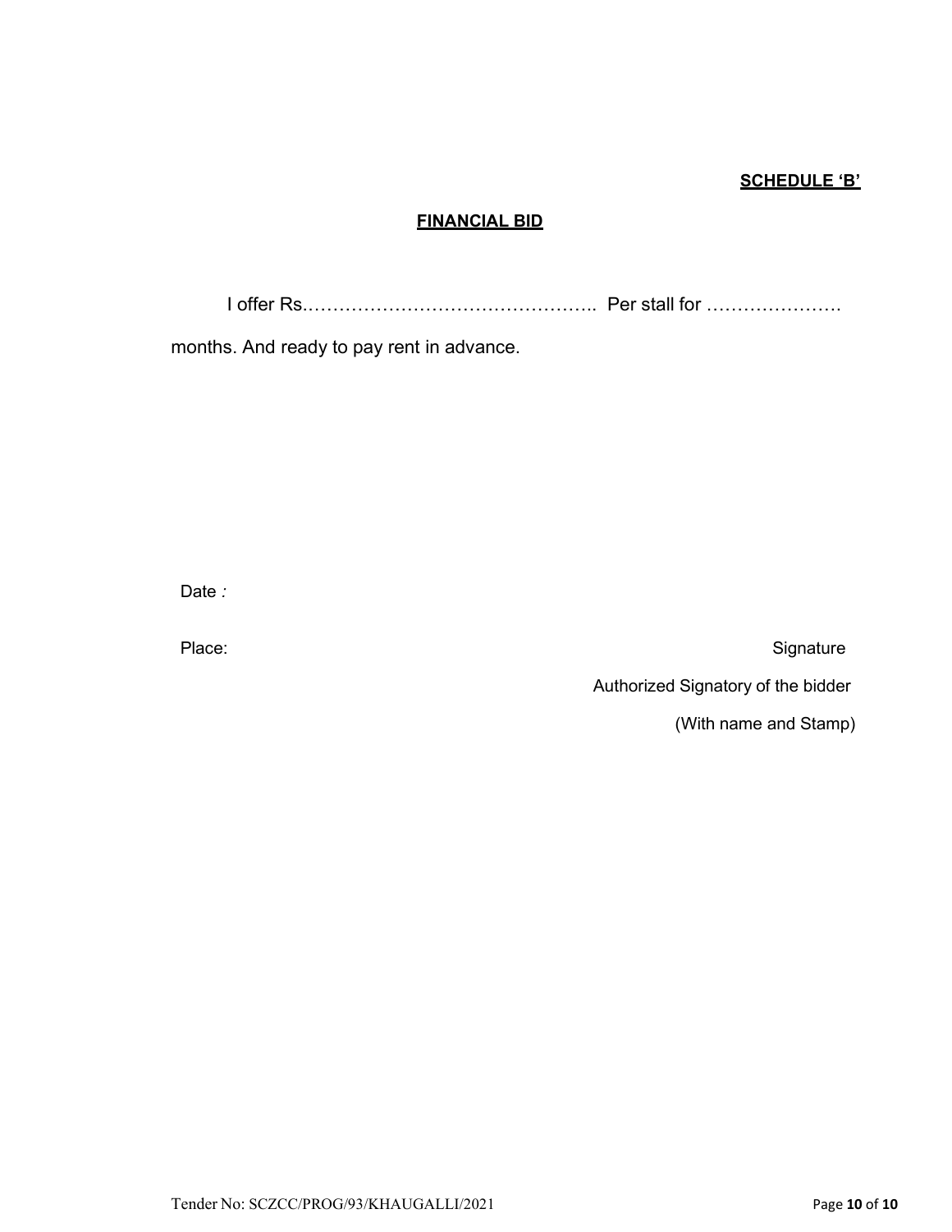**SCHEDULE 'B'**

**FINANCIAL BID**

I offer Rs……………………………………….. Per stall for …………………. months. And ready to pay rent in advance.

Date *:*

Place:

Signature

Authorized Signatory of the bidder

(With name and Stamp)